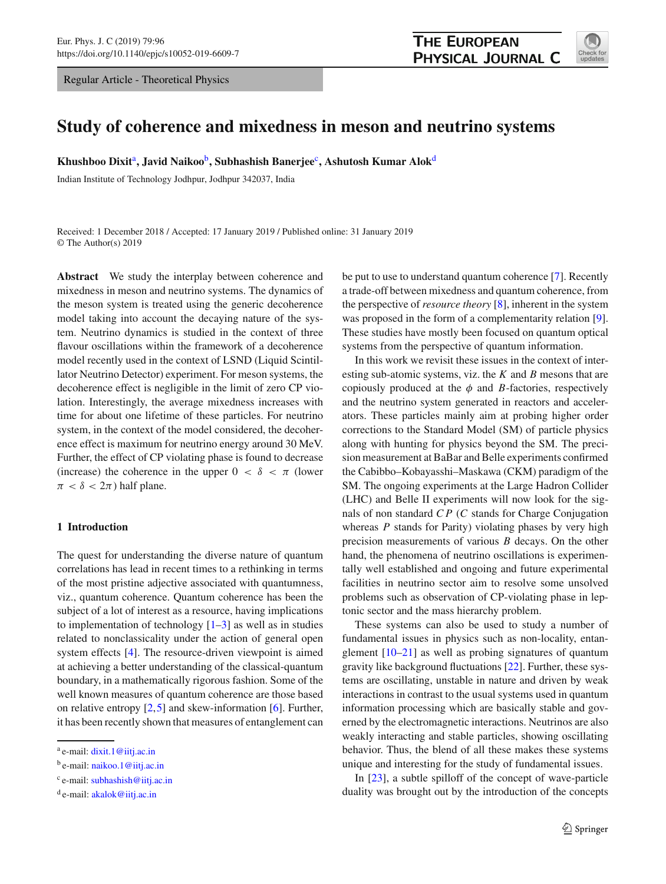Regular Article - Theoretical Physics

# Study of coherence and mixedness in meson and neutrino systems

**Khushboo Dixit**[a], **Javid Naikoo**[b], **Subhashish Banerjee**[c], **Ashutosh Kumar Alok**[d]

Indian Institute of Technology Jodhpur, Jodhpur 342037, India

Received: 1 December 2018 / Accepted: 17 January 2019 / Published online: 31 January 2019
© The Author(s) 2019

**Abstract** We study the interplay between coherence and mixedness in meson and neutrino systems. The dynamics of the meson system is treated using the generic decoherence model taking into account the decaying nature of the system. Neutrino dynamics is studied in the context of three flavour oscillations within the framework of a decoherence model recently used in the context of LSND (Liquid Scintillator Neutrino Detector) experiment. For meson systems, the decoherence effect is negligible in the limit of zero CP violation. Interestingly, the average mixedness increases with time for about one lifetime of these particles. For neutrino system, in the context of the model considered, the decoherence effect is maximum for neutrino energy around 30 MeV. Further, the effect of CP violating phase is found to decrease (increase) the coherence in the upper $0 < \delta < \pi$ (lower $\pi < \delta < 2\pi$) half plane.

## 1 Introduction

The quest for understanding the diverse nature of quantum correlations has lead in recent times to a rethinking in terms of the most pristine adjective associated with quantumness, viz., quantum coherence. Quantum coherence has been the subject of a lot of interest as a resource, having implications to implementation of technology [1–3] as well as in studies related to nonclassicality under the action of general open system effects [4]. The resource-driven viewpoint is aimed at achieving a better understanding of the classical-quantum boundary, in a mathematically rigorous fashion. Some of the well known measures of quantum coherence are those based on relative entropy [2,5] and skew-information [6]. Further, it has been recently shown that measures of entanglement can be put to use to understand quantum coherence [7]. Recently a trade-off between mixedness and quantum coherence, from the perspective of *resource theory* [8], inherent in the system was proposed in the form of a complementarity relation [9]. These studies have mostly been focused on quantum optical systems from the perspective of quantum information.

In this work we revisit these issues in the context of interesting sub-atomic systems, viz. the $K$ and $B$ mesons that are copiously produced at the $\phi$ and $B$-factories, respectively and the neutrino system generated in reactors and accelerators. These particles mainly aim at probing higher order corrections to the Standard Model (SM) of particle physics along with hunting for physics beyond the SM. The precision measurement at BaBar and Belle experiments confirmed the Cabibbo–Kobayasshi–Maskawa (CKM) paradigm of the SM. The ongoing experiments at the Large Hadron Collider (LHC) and Belle II experiments will now look for the signals of non standard $CP$ ($C$ stands for Charge Conjugation whereas $P$ stands for Parity) violating phases by very high precision measurements of various $B$ decays. On the other hand, the phenomena of neutrino oscillations is experimentally well established and ongoing and future experimental facilities in neutrino sector aim to resolve some unsolved problems such as observation of CP-violating phase in leptonic sector and the mass hierarchy problem.

These systems can also be used to study a number of fundamental issues in physics such as non-locality, entanglement [10–21] as well as probing signatures of quantum gravity like background fluctuations [22]. Further, these systems are oscillating, unstable in nature and driven by weak interactions in contrast to the usual systems used in quantum information processing which are basically stable and governed by the electromagnetic interactions. Neutrinos are also weakly interacting and stable particles, showing oscillating behavior. Thus, the blend of all these makes these systems unique and interesting for the study of fundamental issues.

In [23], a subtle spilloff of the concept of wave-particle duality was brought out by the introduction of the concepts

[a] e-mail: dixit.1@iitj.ac.in
[b] e-mail: naikoo.1@iitj.ac.in
[c] e-mail: subhashish@iitj.ac.in
[d] e-mail: akalok@iitj.ac.in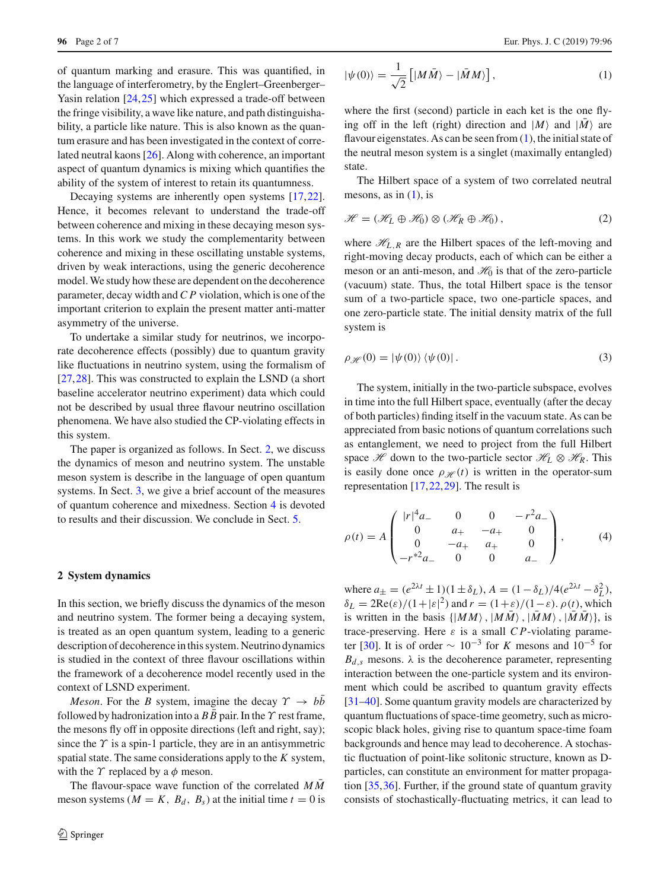of quantum marking and erasure. This was quantified, in the language of interferometry, by the Englert–Greenberger–Yasin relation [24,25] which expressed a trade-off between the fringe visibility, a wave like nature, and path distinguishability, a particle like nature. This is also known as the quantum erasure and has been investigated in the context of correlated neutral kaons [26]. Along with coherence, an important aspect of quantum dynamics is mixing which quantifies the ability of the system of interest to retain its quantumness.

Decaying systems are inherently open systems [17,22]. Hence, it becomes relevant to understand the trade-off between coherence and mixing in these decaying meson systems. In this work we study the complementarity between coherence and mixing in these oscillating unstable systems, driven by weak interactions, using the generic decoherence model. We study how these are dependent on the decoherence parameter, decay width and $CP$ violation, which is one of the important criterion to explain the present matter anti-matter asymmetry of the universe.

To undertake a similar study for neutrinos, we incorporate decoherence effects (possibly) due to quantum gravity like fluctuations in neutrino system, using the formalism of [27,28]. This was constructed to explain the LSND (a short baseline accelerator neutrino experiment) data which could not be described by usual three flavour neutrino oscillation phenomena. We have also studied the CP-violating effects in this system.

The paper is organized as follows. In Sect. 2, we discuss the dynamics of meson and neutrino system. The unstable meson system is describe in the language of open quantum systems. In Sect. 3, we give a brief account of the measures of quantum coherence and mixedness. Section 4 is devoted to results and their discussion. We conclude in Sect. 5.

## 2 System dynamics

In this section, we briefly discuss the dynamics of the meson and neutrino system. The former being a decaying system, is treated as an open quantum system, leading to a generic description of decoherence in this system. Neutrino dynamics is studied in the context of three flavour oscillations within the framework of a decoherence model recently used in the context of LSND experiment.

*Meson*. For the $B$ system, imagine the decay $\Upsilon \rightarrow b\bar{b}$ followed by hadronization into a $B\bar{B}$ pair. In the $\Upsilon$ rest frame, the mesons fly off in opposite directions (left and right, say); since the $\Upsilon$ is a spin-1 particle, they are in an antisymmetric spatial state. The same considerations apply to the $K$ system, with the $\Upsilon$ replaced by a $\phi$ meson.

The flavour-space wave function of the correlated $M\bar{M}$ meson systems ($M = K,\ B_d,\ B_s$) at the initial time $t = 0$ is

$$
|\psi(0)\rangle = \frac{1}{\sqrt{2}}\left[|M\bar{M}\rangle - |\bar{M}M\rangle\right], \tag{1}
$$

where the first (second) particle in each ket is the one flying off in the left (right) direction and $|M\rangle$ and $|\bar{M}\rangle$ are flavour eigenstates. As can be seen from (1), the initial state of the neutral meson system is a singlet (maximally entangled) state.

The Hilbert space of a system of two correlated neutral mesons, as in (1), is

$$
\mathscr{H} = (\mathscr{H}_L \oplus \mathscr{H}_0) \otimes (\mathscr{H}_R \oplus \mathscr{H}_0), \tag{2}
$$

where $\mathscr{H}_{L,R}$ are the Hilbert spaces of the left-moving and right-moving decay products, each of which can be either a meson or an anti-meson, and $\mathscr{H}_0$ is that of the zero-particle (vacuum) state. Thus, the total Hilbert space is the tensor sum of a two-particle space, two one-particle spaces, and one zero-particle state. The initial density matrix of the full system is

$$
\rho_{\mathscr{H}}(0) = |\psi(0)\rangle\,\langle\psi(0)|. \tag{3}
$$

The system, initially in the two-particle subspace, evolves in time into the full Hilbert space, eventually (after the decay of both particles) finding itself in the vacuum state. As can be appreciated from basic notions of quantum correlations such as entanglement, we need to project from the full Hilbert space $\mathscr{H}$ down to the two-particle sector $\mathscr{H}_L \otimes \mathscr{H}_R$. This is easily done once $\rho_{\mathscr{H}}(t)$ is written in the operator-sum representation [17,22,29]. The result is

$$
\rho(t) = A \begin{pmatrix} |r|^4 a_- & 0 & 0 & -r^2 a_- \\ 0 & a_+ & -a_+ & 0 \\ 0 & -a_+ & a_+ & 0 \\ -r^{*2} a_- & 0 & 0 & a_- \end{pmatrix}, \tag{4}
$$

where $a_\pm = (e^{2\lambda t} \pm 1)(1 \pm \delta_L)$, $A = (1-\delta_L)/4(e^{2\lambda t} - \delta_L^2)$, $\delta_L = 2\mathrm{Re}(\varepsilon)/(1+|\varepsilon|^2)$ and $r = (1+\varepsilon)/(1-\varepsilon)$. $\rho(t)$, which is written in the basis $\{|MM\rangle, |M\bar{M}\rangle, |\bar{M}M\rangle, |\bar{M}\bar{M}\rangle\}$, is trace-preserving. Here $\varepsilon$ is a small $CP$-violating parameter [30]. It is of order $\sim 10^{-3}$ for $K$ mesons and $10^{-5}$ for $B_{d,s}$ mesons. $\lambda$ is the decoherence parameter, representing interaction between the one-particle system and its environment which could be ascribed to quantum gravity effects [31–40]. Some quantum gravity models are characterized by quantum fluctuations of space-time geometry, such as microscopic black holes, giving rise to quantum space-time foam backgrounds and hence may lead to decoherence. A stochastic fluctuation of point-like solitonic structure, known as D-particles, can constitute an environment for matter propagation [35,36]. Further, if the ground state of quantum gravity consists of stochastically-fluctuating metrics, it can lead to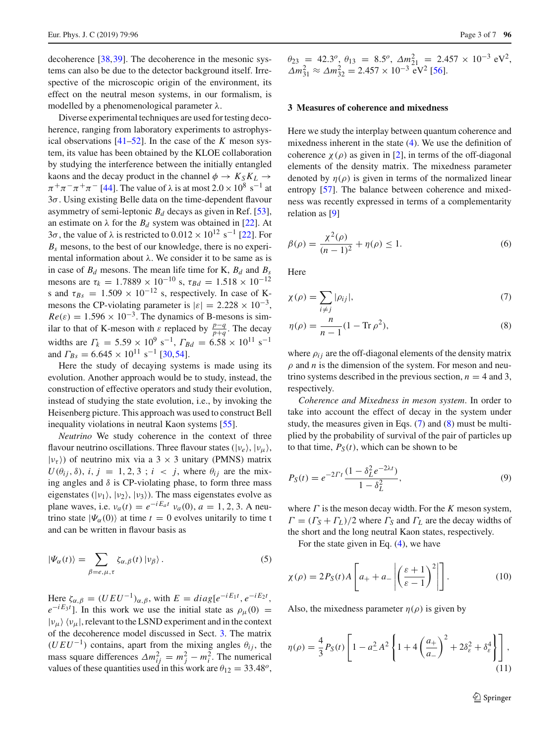decoherence [38,39]. The decoherence in the mesonic systems can also be due to the detector background itself. Irrespective of the microscopic origin of the environment, its effect on the neutral meson systems, in our formalism, is modelled by a phenomenological parameter $\lambda$.

Diverse experimental techniques are used for testing decoherence, ranging from laboratory experiments to astrophysical observations [41–52]. In the case of the $K$ meson system, its value has been obtained by the KLOE collaboration by studying the interference between the initially entangled kaons and the decay product in the channel $\phi \rightarrow K_S K_L \rightarrow \pi^+\pi^-\pi^+\pi^-$ [44]. The value of $\lambda$ is at most $2.0 \times 10^8$ s$^{-1}$ at $3\sigma$. Using existing Belle data on the time-dependent flavour asymmetry of semi-leptonic $B_d$ decays as given in Ref. [53], an estimate on $\lambda$ for the $B_d$ system was obtained in [22]. At $3\sigma$, the value of $\lambda$ is restricted to $0.012 \times 10^{12}$ s$^{-1}$ [22]. For $B_s$ mesons, to the best of our knowledge, there is no experimental information about $\lambda$. We consider it to be same as is in case of $B_d$ mesons. The mean life time for K, $B_d$ and $B_s$ mesons are $\tau_k = 1.7889 \times 10^{-10}$ s, $\tau_{Bd} = 1.518 \times 10^{-12}$ s and $\tau_{Bs} = 1.509 \times 10^{-12}$ s, respectively. In case of K-mesons the CP-violating parameter is $|\varepsilon| = 2.228 \times 10^{-3}$, $Re(\varepsilon) = 1.596 \times 10^{-3}$. The dynamics of B-mesons is similar to that of K-meson with $\varepsilon$ replaced by $\frac{p-q}{p+q}$. The decay widths are $\Gamma_k = 5.59 \times 10^9$ s$^{-1}$, $\Gamma_{Bd} = 6.58 \times 10^{11}$ s$^{-1}$ and $\Gamma_{Bs} = 6.645 \times 10^{11}$ s$^{-1}$ [30,54].

Here the study of decaying systems is made using its evolution. Another approach would be to study, instead, the construction of effective operators and study their evolution, instead of studying the state evolution, i.e., by invoking the Heisenberg picture. This approach was used to construct Bell inequality violations in neutral Kaon systems [55].

*Neutrino* We study coherence in the context of three flavour neutrino oscillations. Three flavour states ($|\nu_e\rangle$, $|\nu_\mu\rangle$, $|\nu_\tau\rangle$) of neutrino mix via a $3 \times 3$ unitary (PMNS) matrix $U(\theta_{ij}, \delta)$, $i, j = 1, 2, 3$ ; $i < j$, where $\theta_{ij}$ are the mixing angles and $\delta$ is CP-violating phase, to form three mass eigenstates ($|\nu_1\rangle$, $|\nu_2\rangle$, $|\nu_3\rangle$). The mass eigenstates evolve as plane waves, i.e. $\nu_a(t) = e^{-iE_a t}\, \nu_a(0)$, $a = 1, 2, 3$. A neutrino state $|\Psi_\alpha(0)\rangle$ at time $t = 0$ evolves unitarily to time t and can be written in flavour basis as

$$|\Psi_\alpha(t)\rangle = \sum_{\beta=e,\mu,\tau} \zeta_{\alpha,\beta}(t)\, |\nu_\beta\rangle\, . \tag{5}$$

Here $\zeta_{\alpha,\beta} = (UEU^{-1})_{\alpha,\beta}$, with $E = diag[e^{-iE_1 t}, e^{-iE_2 t}, e^{-iE_3 t}]$. In this work we use the initial state as $\rho_\mu(0) = |\nu_\mu\rangle\langle\nu_\mu|$, relevant to the LSND experiment and in the context of the decoherence model discussed in Sect. 3. The matrix $(UEU^{-1})$ contains, apart from the mixing angles $\theta_{ij}$, the mass square differences $\Delta m^2_{ij} = m^2_j - m^2_i$. The numerical values of these quantities used in this work are $\theta_{12} = 33.48^o$, $\theta_{23} = 42.3^o$, $\theta_{13} = 8.5^o$, $\Delta m^2_{21} = 2.457 \times 10^{-3}$ eV$^2$, $\Delta m^2_{31} \approx \Delta m^2_{32} = 2.457 \times 10^{-3}$ eV$^2$ [56].

## 3 Measures of coherence and mixedness

Here we study the interplay between quantum coherence and mixedness inherent in the state (4). We use the definition of coherence $\chi(\rho)$ as given in [2], in terms of the off-diagonal elements of the density matrix. The mixedness parameter denoted by $\eta(\rho)$ is given in terms of the normalized linear entropy [57]. The balance between coherence and mixedness was recently expressed in terms of a complementarity relation as [9]

$$\beta(\rho) = \frac{\chi^2(\rho)}{(n-1)^2} + \eta(\rho) \leq 1. \tag{6}$$

Here

$$\chi(\rho) = \sum_{i \neq j} |\rho_{ij}|, \tag{7}$$

$$\eta(\rho) = \frac{n}{n-1}(1 - \text{Tr}\, \rho^2), \tag{8}$$

where $\rho_{ij}$ are the off-diagonal elements of the density matrix $\rho$ and $n$ is the dimension of the system. For meson and neutrino systems described in the previous section, $n = 4$ and 3, respectively.

*Coherence and Mixedness in meson system*. In order to take into account the effect of decay in the system under study, the measures given in Eqs. (7) and (8) must be multiplied by the probability of survival of the pair of particles up to that time, $P_S(t)$, which can be shown to be

$$P_S(t) = e^{-2\Gamma t} \frac{(1 - \delta_L^2 e^{-2\lambda t})}{1 - \delta_L^2}, \tag{9}$$

where $\Gamma$ is the meson decay width. For the $K$ meson system, $\Gamma = (\Gamma_S + \Gamma_L)/2$ where $\Gamma_S$ and $\Gamma_L$ are the decay widths of the short and the long neutral Kaon states, respectively.

For the state given in Eq. (4), we have

$$\chi(\rho) = 2P_S(t)A\left[a_+ + a_-\left|\left(\frac{\varepsilon+1}{\varepsilon-1}\right)^2\right|\right]. \tag{10}$$

Also, the mixedness parameter $\eta(\rho)$ is given by

$$\eta(\rho) = \frac{4}{3}P_S(t)\left[1 - a_-^2 A^2\left\{1 + 4\left(\frac{a_+}{a_-}\right)^2 + 2\delta_\varepsilon^2 + \delta_\varepsilon^4\right\}\right], \tag{11}$$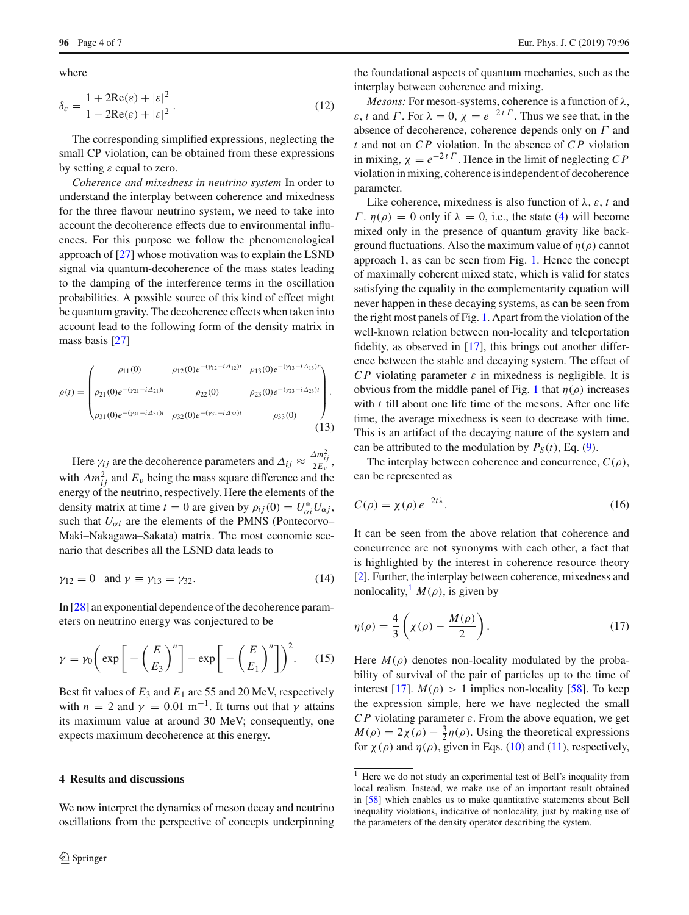where

$$\delta_\varepsilon = \frac{1 + 2\mathrm{Re}(\varepsilon) + |\varepsilon|^2}{1 - 2\mathrm{Re}(\varepsilon) + |\varepsilon|^2}. \tag{12}$$

The corresponding simplified expressions, neglecting the small CP violation, can be obtained from these expressions by setting $\varepsilon$ equal to zero.

*Coherence and mixedness in neutrino system* In order to understand the interplay between coherence and mixedness for the three flavour neutrino system, we need to take into account the decoherence effects due to environmental influences. For this purpose we follow the phenomenological approach of [27] whose motivation was to explain the LSND signal via quantum-decoherence of the mass states leading to the damping of the interference terms in the oscillation probabilities. A possible source of this kind of effect might be quantum gravity. The decoherence effects when taken into account lead to the following form of the density matrix in mass basis [27]

$$\rho(t) = \begin{pmatrix} \rho_{11}(0) & \rho_{12}(0)e^{-(\gamma_{12}-i\Delta_{12})t} & \rho_{13}(0)e^{-(\gamma_{13}-i\Delta_{13})t} \\ \rho_{21}(0)e^{-(\gamma_{21}-i\Delta_{21})t} & \rho_{22}(0) & \rho_{23}(0)e^{-(\gamma_{23}-i\Delta_{23})t} \\ \rho_{31}(0)e^{-(\gamma_{31}-i\Delta_{31})t} & \rho_{32}(0)e^{-(\gamma_{32}-i\Delta_{32})t} & \rho_{33}(0) \end{pmatrix}. \tag{13}$$

Here $\gamma_{ij}$ are the decoherence parameters and $\Delta_{ij} \approx \frac{\Delta m^2_{ij}}{2E_\nu}$, with $\Delta m^2_{ij}$ and $E_\nu$ being the mass square difference and the energy of the neutrino, respectively. Here the elements of the density matrix at time $t = 0$ are given by $\rho_{ij}(0) = U^*_{\alpha i} U_{\alpha j}$, such that $U_{\alpha i}$ are the elements of the PMNS (Pontecorvo–Maki–Nakagawa–Sakata) matrix. The most economic scenario that describes all the LSND data leads to

$$\gamma_{12} = 0 \quad \text{and } \gamma \equiv \gamma_{13} = \gamma_{32}. \tag{14}$$

In [28] an exponential dependence of the decoherence parameters on neutrino energy was conjectured to be

$$\gamma = \gamma_0 \left( \exp\left[ -\left(\frac{E}{E_3}\right)^n \right] - \exp\left[ -\left(\frac{E}{E_1}\right)^n \right] \right)^2. \tag{15}$$

Best fit values of $E_3$ and $E_1$ are 55 and 20 MeV, respectively with $n = 2$ and $\gamma = 0.01\ \mathrm{m}^{-1}$. It turns out that $\gamma$ attains its maximum value at around 30 MeV; consequently, one expects maximum decoherence at this energy.

## 4 Results and discussions

We now interpret the dynamics of meson decay and neutrino oscillations from the perspective of concepts underpinning the foundational aspects of quantum mechanics, such as the interplay between coherence and mixing.

*Mesons:* For meson-systems, coherence is a function of $\lambda$, $\varepsilon$, $t$ and $\Gamma$. For $\lambda = 0$, $\chi = e^{-2t\Gamma}$. Thus we see that, in the absence of decoherence, coherence depends only on $\Gamma$ and $t$ and not on $CP$ violation. In the absence of $CP$ violation in mixing, $\chi = e^{-2t\Gamma}$. Hence in the limit of neglecting $CP$ violation in mixing, coherence is independent of decoherence parameter.

Like coherence, mixedness is also function of $\lambda$, $\varepsilon$, $t$ and $\Gamma$. $\eta(\rho) = 0$ only if $\lambda = 0$, i.e., the state (4) will become mixed only in the presence of quantum gravity like background fluctuations. Also the maximum value of $\eta(\rho)$ cannot approach 1, as can be seen from Fig. 1. Hence the concept of maximally coherent mixed state, which is valid for states satisfying the equality in the complementarity equation will never happen in these decaying systems, as can be seen from the right most panels of Fig. 1. Apart from the violation of the well-known relation between non-locality and teleportation fidelity, as observed in [17], this brings out another difference between the stable and decaying system. The effect of $CP$ violating parameter $\varepsilon$ in mixedness is negligible. It is obvious from the middle panel of Fig. 1 that $\eta(\rho)$ increases with $t$ till about one life time of the mesons. After one life time, the average mixedness is seen to decrease with time. This is an artifact of the decaying nature of the system and can be attributed to the modulation by $P_S(t)$, Eq. (9).

The interplay between coherence and concurrence, $C(\rho)$, can be represented as

$$C(\rho) = \chi(\rho)\, e^{-2t\lambda}. \tag{16}$$

It can be seen from the above relation that coherence and concurrence are not synonyms with each other, a fact that is highlighted by the interest in coherence resource theory [2]. Further, the interplay between coherence, mixedness and nonlocality,[1] $M(\rho)$, is given by

$$\eta(\rho) = \frac{4}{3}\left(\chi(\rho) - \frac{M(\rho)}{2}\right). \tag{17}$$

Here $M(\rho)$ denotes non-locality modulated by the probability of survival of the pair of particles up to the time of interest [17]. $M(\rho) > 1$ implies non-locality [58]. To keep the expression simple, here we have neglected the small $CP$ violating parameter $\varepsilon$. From the above equation, we get $M(\rho) = 2\chi(\rho) - \frac{3}{2}\eta(\rho)$. Using the theoretical expressions for $\chi(\rho)$ and $\eta(\rho)$, given in Eqs. (10) and (11), respectively,

---

[1] Here we do not study an experimental test of Bell's inequality from local realism. Instead, we make use of an important result obtained in [58] which enables us to make quantitative statements about Bell inequality violations, indicative of nonlocality, just by making use of the parameters of the density operator describing the system.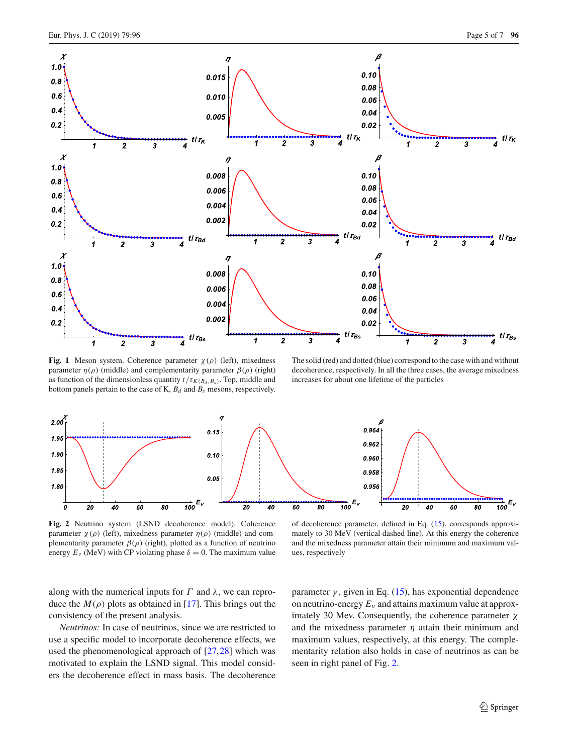**Fig. 1** Meson system. Coherence parameter $\chi(\rho)$ (left), mixedness parameter $\eta(\rho)$ (middle) and complementarity parameter $\beta(\rho)$ (right) as function of the dimensionless quantity $t/\tau_{K(B_d,B_s)}$. Top, middle and bottom panels pertain to the case of K, $B_d$ and $B_s$ mesons, respectively. The solid (red) and dotted (blue) correspond to the case with and without decoherence, respectively. In all the three cases, the average mixedness increases for about one lifetime of the particles

**Fig. 2** Neutrino system (LSND decoherence model). Coherence parameter $\chi(\rho)$ (left), mixedness parameter $\eta(\rho)$ (middle) and complementarity parameter $\beta(\rho)$ (right), plotted as a function of neutrino energy $E_\nu$ (MeV) with CP violating phase $\delta = 0$. The maximum value of decoherence parameter, defined in Eq. (15), corresponds approximately to 30 MeV (vertical dashed line). At this energy the coherence and the mixedness parameter attain their minimum and maximum values, respectively

along with the numerical inputs for $\Gamma$ and $\lambda$, we can reproduce the $M(\rho)$ plots as obtained in [17]. This brings out the consistency of the present analysis.

*Neutrinos:* In case of neutrinos, since we are restricted to use a specific model to incorporate decoherence effects, we used the phenomenological approach of [27,28] which was motivated to explain the LSND signal. This model considers the decoherence effect in mass basis. The decoherence parameter $\gamma$, given in Eq. (15), has exponential dependence on neutrino-energy $E_\nu$ and attains maximum value at approximately 30 Mev. Consequently, the coherence parameter $\chi$ and the mixedness parameter $\eta$ attain their minimum and maximum values, respectively, at this energy. The complementarity relation also holds in case of neutrinos as can be seen in right panel of Fig. 2.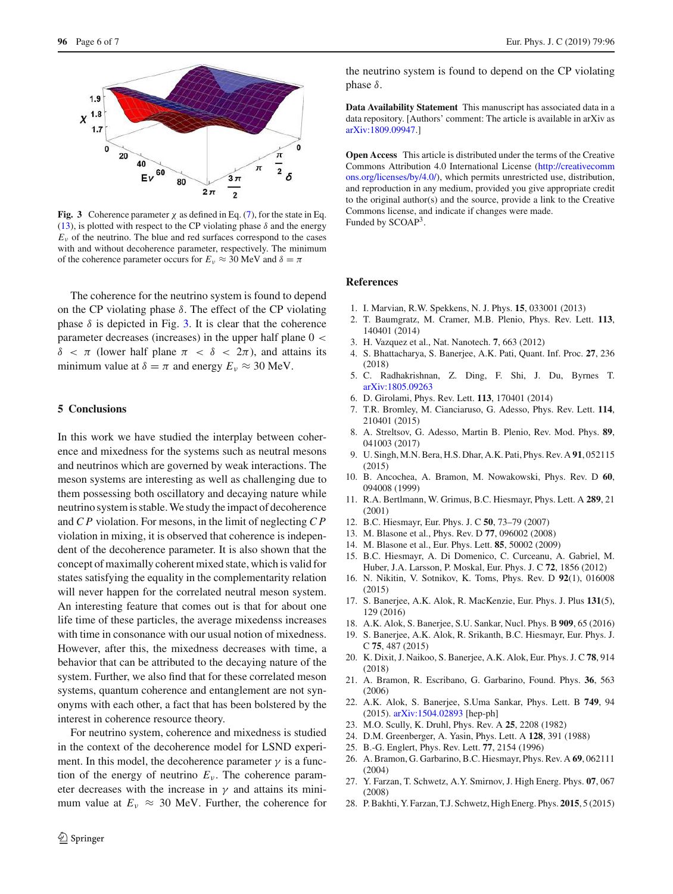**Fig. 3** Coherence parameter $\chi$ as defined in Eq. (7), for the state in Eq. (13), is plotted with respect to the CP violating phase $\delta$ and the energy $E_\nu$ of the neutrino. The blue and red surfaces correspond to the cases with and without decoherence parameter, respectively. The minimum of the coherence parameter occurs for $E_\nu \approx 30$ MeV and $\delta = \pi$

The coherence for the neutrino system is found to depend on the CP violating phase $\delta$. The effect of the CP violating phase $\delta$ is depicted in Fig. 3. It is clear that the coherence parameter decreases (increases) in the upper half plane $0 < \delta < \pi$ (lower half plane $\pi < \delta < 2\pi$), and attains its minimum value at $\delta = \pi$ and energy $E_\nu \approx 30$ MeV.

## 5 Conclusions

In this work we have studied the interplay between coherence and mixedness for the systems such as neutral mesons and neutrinos which are governed by weak interactions. The meson systems are interesting as well as challenging due to them possessing both oscillatory and decaying nature while neutrino system is stable. We study the impact of decoherence and $CP$ violation. For mesons, in the limit of neglecting $CP$ violation in mixing, it is observed that coherence is independent of the decoherence parameter. It is also shown that the concept of maximally coherent mixed state, which is valid for states satisfying the equality in the complementarity relation will never happen for the correlated neutral meson system. An interesting feature that comes out is that for about one life time of these particles, the average mixedenss increases with time in consonance with our usual notion of mixedness. However, after this, the mixedness decreases with time, a behavior that can be attributed to the decaying nature of the system. Further, we also find that for these correlated meson systems, quantum coherence and entanglement are not synonyms with each other, a fact that has been bolstered by the interest in coherence resource theory.

For neutrino system, coherence and mixedness is studied in the context of the decoherence model for LSND experiment. In this model, the decoherence parameter $\gamma$ is a function of the energy of neutrino $E_\nu$. The coherence parameter decreases with the increase in $\gamma$ and attains its minimum value at $E_\nu \approx 30$ MeV. Further, the coherence for the neutrino system is found to depend on the CP violating phase $\delta$.

**Data Availability Statement** This manuscript has associated data in a data repository. [Authors' comment: The article is available in arXiv as arXiv:1809.09947.]

**Open Access** This article is distributed under the terms of the Creative Commons Attribution 4.0 International License (http://creativecommons.org/licenses/by/4.0/), which permits unrestricted use, distribution, and reproduction in any medium, provided you give appropriate credit to the original author(s) and the source, provide a link to the Creative Commons license, and indicate if changes were made.
Funded by SCOAP[3].

## References

1. I. Marvian, R.W. Spekkens, N. J. Phys. **15**, 033001 (2013)
2. T. Baumgratz, M. Cramer, M.B. Plenio, Phys. Rev. Lett. **113**, 140401 (2014)
3. H. Vazquez et al., Nat. Nanotech. **7**, 663 (2012)
4. S. Bhattacharya, S. Banerjee, A.K. Pati, Quant. Inf. Proc. **27**, 236 (2018)
5. C. Radhakrishnan, Z. Ding, F. Shi, J. Du, Byrnes T. arXiv:1805.09263
6. D. Girolami, Phys. Rev. Lett. **113**, 170401 (2014)
7. T.R. Bromley, M. Cianciaruso, G. Adesso, Phys. Rev. Lett. **114**, 210401 (2015)
8. A. Streltsov, G. Adesso, Martin B. Plenio, Rev. Mod. Phys. **89**, 041003 (2017)
9. U. Singh, M.N. Bera, H.S. Dhar, A.K. Pati, Phys. Rev. A **91**, 052115 (2015)
10. B. Ancochea, A. Bramon, M. Nowakowski, Phys. Rev. D **60**, 094008 (1999)
11. R.A. Bertlmann, W. Grimus, B.C. Hiesmayr, Phys. Lett. A **289**, 21 (2001)
12. B.C. Hiesmayr, Eur. Phys. J. C **50**, 73–79 (2007)
13. M. Blasone et al., Phys. Rev. D **77**, 096002 (2008)
14. M. Blasone et al., Eur. Phys. Lett. **85**, 50002 (2009)
15. B.C. Hiesmayr, A. Di Domenico, C. Curceanu, A. Gabriel, M. Huber, J.A. Larsson, P. Moskal, Eur. Phys. J. C **72**, 1856 (2012)
16. N. Nikitin, V. Sotnikov, K. Toms, Phys. Rev. D **92**(1), 016008 (2015)
17. S. Banerjee, A.K. Alok, R. MacKenzie, Eur. Phys. J. Plus **131**(5), 129 (2016)
18. A.K. Alok, S. Banerjee, S.U. Sankar, Nucl. Phys. B **909**, 65 (2016)
19. S. Banerjee, A.K. Alok, R. Srikanth, B.C. Hiesmayr, Eur. Phys. J. C **75**, 487 (2015)
20. K. Dixit, J. Naikoo, S. Banerjee, A.K. Alok, Eur. Phys. J. C **78**, 914 (2018)
21. A. Bramon, R. Escribano, G. Garbarino, Found. Phys. **36**, 563 (2006)
22. A.K. Alok, S. Banerjee, S.Uma Sankar, Phys. Lett. B **749**, 94 (2015). arXiv:1504.02893 [hep-ph]
23. M.O. Scully, K. Druhl, Phys. Rev. A **25**, 2208 (1982)
24. D.M. Greenberger, A. Yasin, Phys. Lett. A **128**, 391 (1988)
25. B.-G. Englert, Phys. Rev. Lett. **77**, 2154 (1996)
26. A. Bramon, G. Garbarino, B.C. Hiesmayr, Phys. Rev. A **69**, 062111 (2004)
27. Y. Farzan, T. Schwetz, A.Y. Smirnov, J. High Energ. Phys. **07**, 067 (2008)
28. P. Bakhti, Y. Farzan, T.J. Schwetz, High Energ. Phys. **2015**, 5 (2015)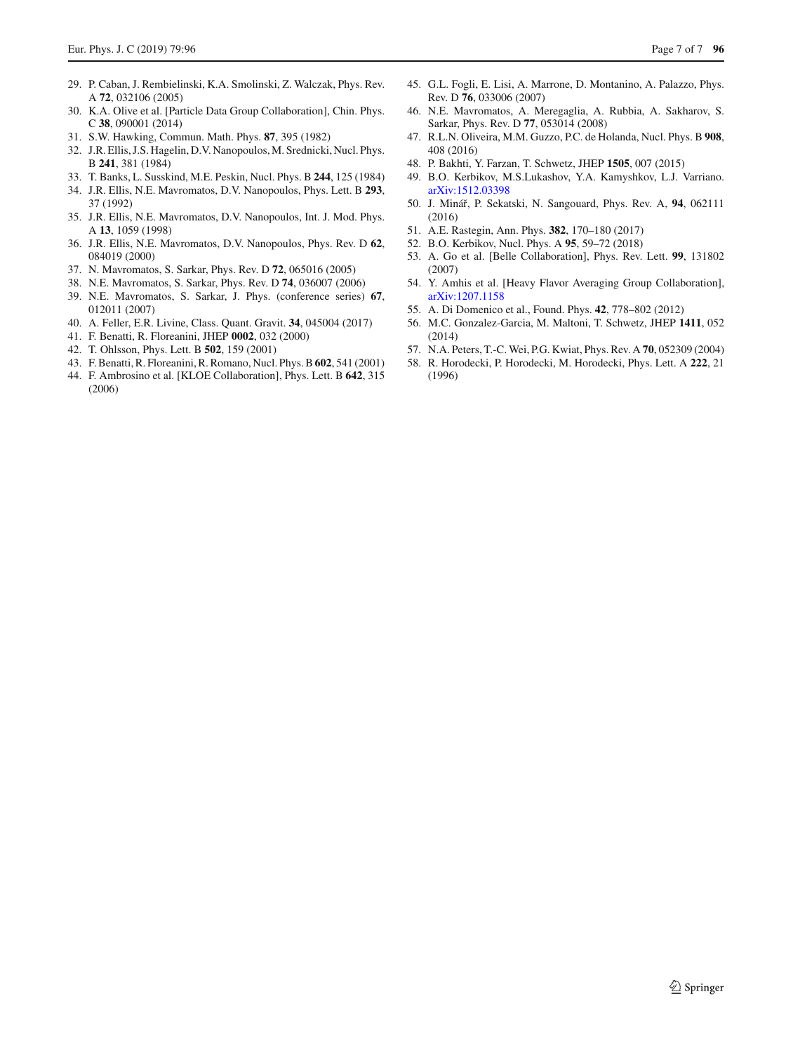29. P. Caban, J. Rembielinski, K.A. Smolinski, Z. Walczak, Phys. Rev. A **72**, 032106 (2005)
30. K.A. Olive et al. [Particle Data Group Collaboration], Chin. Phys. C **38**, 090001 (2014)
31. S.W. Hawking, Commun. Math. Phys. **87**, 395 (1982)
32. J.R. Ellis, J.S. Hagelin, D.V. Nanopoulos, M. Srednicki, Nucl. Phys. B **241**, 381 (1984)
33. T. Banks, L. Susskind, M.E. Peskin, Nucl. Phys. B **244**, 125 (1984)
34. J.R. Ellis, N.E. Mavromatos, D.V. Nanopoulos, Phys. Lett. B **293**, 37 (1992)
35. J.R. Ellis, N.E. Mavromatos, D.V. Nanopoulos, Int. J. Mod. Phys. A **13**, 1059 (1998)
36. J.R. Ellis, N.E. Mavromatos, D.V. Nanopoulos, Phys. Rev. D **62**, 084019 (2000)
37. N. Mavromatos, S. Sarkar, Phys. Rev. D **72**, 065016 (2005)
38. N.E. Mavromatos, S. Sarkar, Phys. Rev. D **74**, 036007 (2006)
39. N.E. Mavromatos, S. Sarkar, J. Phys. (conference series) **67**, 012011 (2007)
40. A. Feller, E.R. Livine, Class. Quant. Gravit. **34**, 045004 (2017)
41. F. Benatti, R. Floreanini, JHEP **0002**, 032 (2000)
42. T. Ohlsson, Phys. Lett. B **502**, 159 (2001)
43. F. Benatti, R. Floreanini, R. Romano, Nucl. Phys. B **602**, 541 (2001)
44. F. Ambrosino et al. [KLOE Collaboration], Phys. Lett. B **642**, 315 (2006)
45. G.L. Fogli, E. Lisi, A. Marrone, D. Montanino, A. Palazzo, Phys. Rev. D **76**, 033006 (2007)
46. N.E. Mavromatos, A. Meregaglia, A. Rubbia, A. Sakharov, S. Sarkar, Phys. Rev. D **77**, 053014 (2008)
47. R.L.N. Oliveira, M.M. Guzzo, P.C. de Holanda, Nucl. Phys. B **908**, 408 (2016)
48. P. Bakhti, Y. Farzan, T. Schwetz, JHEP **1505**, 007 (2015)
49. B.O. Kerbikov, M.S.Lukashov, Y.A. Kamyshkov, L.J. Varriano. arXiv:1512.03398
50. J. Minář, P. Sekatski, N. Sangouard, Phys. Rev. A, **94**, 062111 (2016)
51. A.E. Rastegin, Ann. Phys. **382**, 170–180 (2017)
52. B.O. Kerbikov, Nucl. Phys. A **95**, 59–72 (2018)
53. A. Go et al. [Belle Collaboration], Phys. Rev. Lett. **99**, 131802 (2007)
54. Y. Amhis et al. [Heavy Flavor Averaging Group Collaboration], arXiv:1207.1158
55. A. Di Domenico et al., Found. Phys. **42**, 778–802 (2012)
56. M.C. Gonzalez-Garcia, M. Maltoni, T. Schwetz, JHEP **1411**, 052 (2014)
57. N.A. Peters, T.-C. Wei, P.G. Kwiat, Phys. Rev. A **70**, 052309 (2004)
58. R. Horodecki, P. Horodecki, M. Horodecki, Phys. Lett. A **222**, 21 (1996)